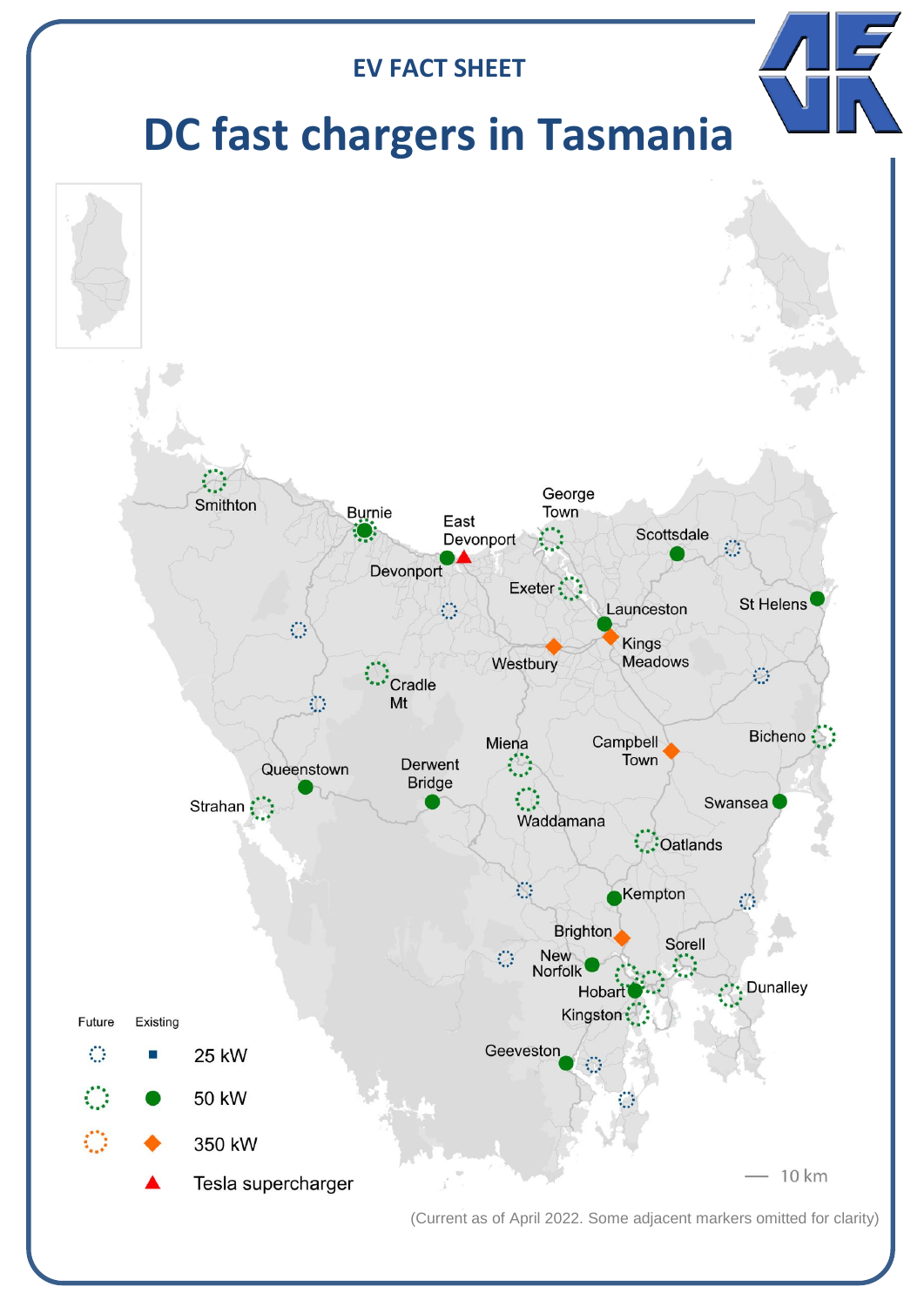EV FACT SHEET

# DC fast chargers in Tasmania

Smithton

Burnie

East Devonport

Devonport

George Town

Scottsdale

Exeter

Launceston

St Helens

Kings Meadows

Westbury

Cradle Mt

Bicheno

Miena

Campbell Town

Queenstown

Derwent Bridge

Strahan

Swansea

Waddamana

Oatlands

Kempton

Brighton

Sorell

New Norfolk

Hobart

Dunalley

Kingston

Geeveston

| Future | Existing | |
|---|---|---|
| ◌ | ■ | 25 kW |
| ◌ | ● | 50 kW |
| ◌ | ◆ | 350 kW |
| | ▲ | Tesla supercharger |

10 km

(Current as of April 2022. Some adjacent markers omitted for clarity)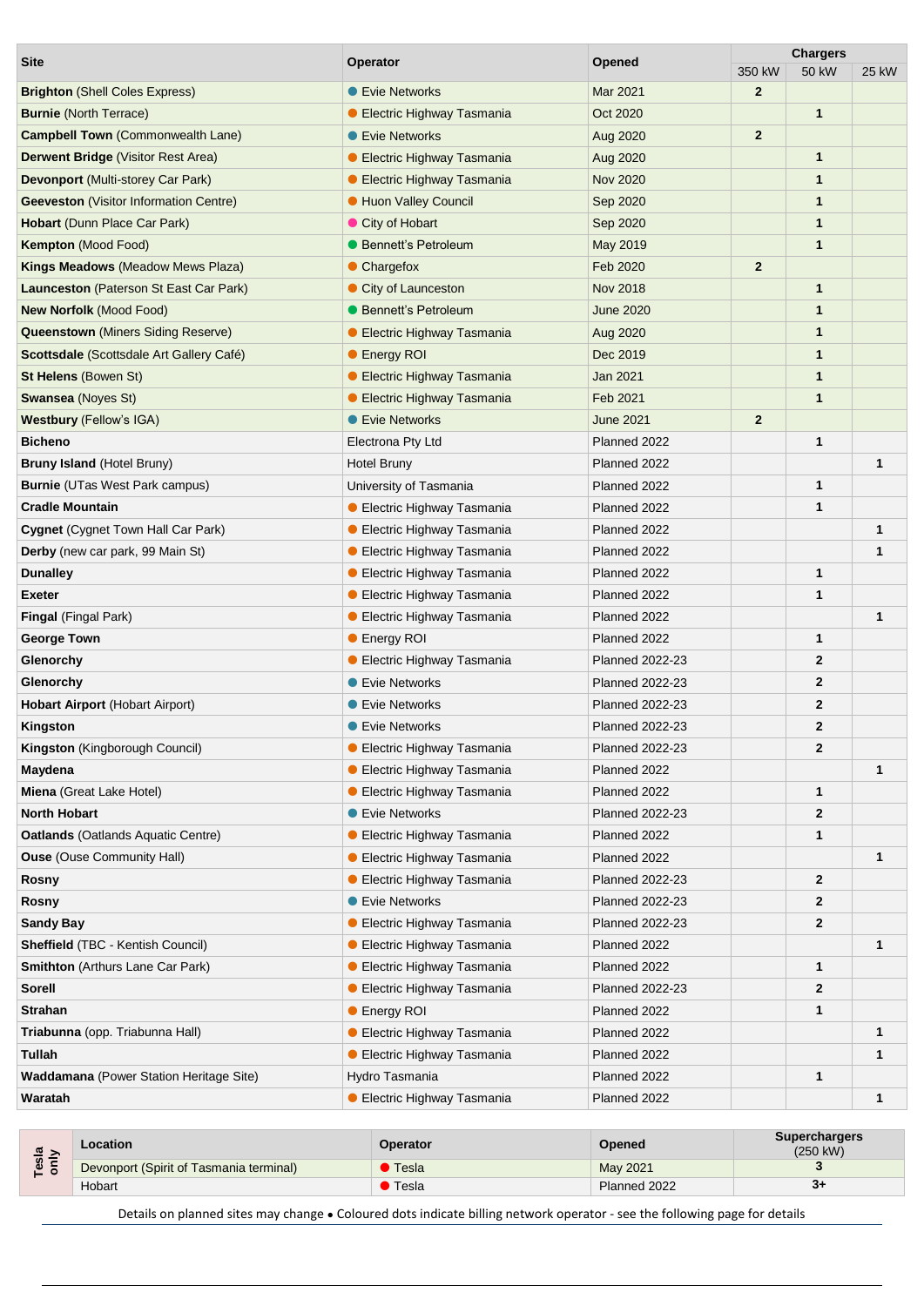| Site | Operator | Opened | Chargers | | |
|---|---|---|---|---|---|
| | | | 350 kW | 50 kW | 25 kW |
| **Brighton** (Shell Coles Express) | ● Evie Networks | Mar 2021 | **2** | | |
| **Burnie** (North Terrace) | ● Electric Highway Tasmania | Oct 2020 | | **1** | |
| **Campbell Town** (Commonwealth Lane) | ● Evie Networks | Aug 2020 | **2** | | |
| **Derwent Bridge** (Visitor Rest Area) | ● Electric Highway Tasmania | Aug 2020 | | **1** | |
| **Devonport** (Multi-storey Car Park) | ● Electric Highway Tasmania | Nov 2020 | | **1** | |
| **Geeveston** (Visitor Information Centre) | ● Huon Valley Council | Sep 2020 | | **1** | |
| **Hobart** (Dunn Place Car Park) | ● City of Hobart | Sep 2020 | | **1** | |
| **Kempton** (Mood Food) | ● Bennett's Petroleum | May 2019 | | **1** | |
| **Kings Meadows** (Meadow Mews Plaza) | ● Chargefox | Feb 2020 | **2** | | |
| **Launceston** (Paterson St East Car Park) | ● City of Launceston | Nov 2018 | | **1** | |
| **New Norfolk** (Mood Food) | ● Bennett's Petroleum | June 2020 | | **1** | |
| **Queenstown** (Miners Siding Reserve) | ● Electric Highway Tasmania | Aug 2020 | | **1** | |
| **Scottsdale** (Scottsdale Art Gallery Café) | ● Energy ROI | Dec 2019 | | **1** | |
| **St Helens** (Bowen St) | ● Electric Highway Tasmania | Jan 2021 | | **1** | |
| **Swansea** (Noyes St) | ● Electric Highway Tasmania | Feb 2021 | | **1** | |
| **Westbury** (Fellow's IGA) | ● Evie Networks | June 2021 | **2** | | |
| **Bicheno** | Electrona Pty Ltd | Planned 2022 | | **1** | |
| **Bruny Island** (Hotel Bruny) | Hotel Bruny | Planned 2022 | | | **1** |
| **Burnie** (UTas West Park campus) | University of Tasmania | Planned 2022 | | **1** | |
| **Cradle Mountain** | ● Electric Highway Tasmania | Planned 2022 | | **1** | |
| **Cygnet** (Cygnet Town Hall Car Park) | ● Electric Highway Tasmania | Planned 2022 | | | **1** |
| **Derby** (new car park, 99 Main St) | ● Electric Highway Tasmania | Planned 2022 | | | **1** |
| **Dunalley** | ● Electric Highway Tasmania | Planned 2022 | | **1** | |
| **Exeter** | ● Electric Highway Tasmania | Planned 2022 | | **1** | |
| **Fingal** (Fingal Park) | ● Electric Highway Tasmania | Planned 2022 | | | **1** |
| **George Town** | ● Energy ROI | Planned 2022 | | **1** | |
| **Glenorchy** | ● Electric Highway Tasmania | Planned 2022-23 | | **2** | |
| **Glenorchy** | ● Evie Networks | Planned 2022-23 | | **2** | |
| **Hobart Airport** (Hobart Airport) | ● Evie Networks | Planned 2022-23 | | **2** | |
| **Kingston** | ● Evie Networks | Planned 2022-23 | | **2** | |
| **Kingston** (Kingborough Council) | ● Electric Highway Tasmania | Planned 2022-23 | | **2** | |
| **Maydena** | ● Electric Highway Tasmania | Planned 2022 | | | **1** |
| **Miena** (Great Lake Hotel) | ● Electric Highway Tasmania | Planned 2022 | | **1** | |
| **North Hobart** | ● Evie Networks | Planned 2022-23 | | **2** | |
| **Oatlands** (Oatlands Aquatic Centre) | ● Electric Highway Tasmania | Planned 2022 | | **1** | |
| **Ouse** (Ouse Community Hall) | ● Electric Highway Tasmania | Planned 2022 | | | **1** |
| **Rosny** | ● Electric Highway Tasmania | Planned 2022-23 | | **2** | |
| **Rosny** | ● Evie Networks | Planned 2022-23 | | **2** | |
| **Sandy Bay** | ● Electric Highway Tasmania | Planned 2022-23 | | **2** | |
| **Sheffield** (TBC - Kentish Council) | ● Electric Highway Tasmania | Planned 2022 | | | **1** |
| **Smithton** (Arthurs Lane Car Park) | ● Electric Highway Tasmania | Planned 2022 | | **1** | |
| **Sorell** | ● Electric Highway Tasmania | Planned 2022-23 | | **2** | |
| **Strahan** | ● Energy ROI | Planned 2022 | | **1** | |
| **Triabunna** (opp. Triabunna Hall) | ● Electric Highway Tasmania | Planned 2022 | | | **1** |
| **Tullah** | ● Electric Highway Tasmania | Planned 2022 | | | **1** |
| **Waddamana** (Power Station Heritage Site) | Hydro Tasmania | Planned 2022 | | **1** | |
| **Waratah** | ● Electric Highway Tasmania | Planned 2022 | | | **1** |

| Tesla only | Location | Operator | Opened | Superchargers (250 kW) |
|---|---|---|---|---|
| | Devonport (Spirit of Tasmania terminal) | ● Tesla | May 2021 | **3** |
| | Hobart | ● Tesla | Planned 2022 | **3+** |

Details on planned sites may change • Coloured dots indicate billing network operator - see the following page for details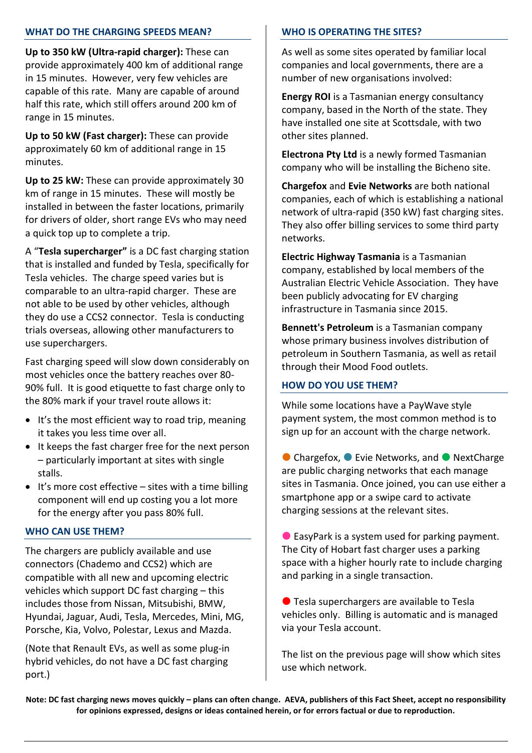## WHAT DO THE CHARGING SPEEDS MEAN?

**Up to 350 kW (Ultra-rapid charger):** These can provide approximately 400 km of additional range in 15 minutes. However, very few vehicles are capable of this rate. Many are capable of around half this rate, which still offers around 200 km of range in 15 minutes.

**Up to 50 kW (Fast charger):** These can provide approximately 60 km of additional range in 15 minutes.

**Up to 25 kW:** These can provide approximately 30 km of range in 15 minutes. These will mostly be installed in between the faster locations, primarily for drivers of older, short range EVs who may need a quick top up to complete a trip.

A "**Tesla supercharger"** is a DC fast charging station that is installed and funded by Tesla, specifically for Tesla vehicles. The charge speed varies but is comparable to an ultra-rapid charger. These are not able to be used by other vehicles, although they do use a CCS2 connector. Tesla is conducting trials overseas, allowing other manufacturers to use superchargers.

Fast charging speed will slow down considerably on most vehicles once the battery reaches over 80-90% full. It is good etiquette to fast charge only to the 80% mark if your travel route allows it:

- It's the most efficient way to road trip, meaning it takes you less time over all.
- It keeps the fast charger free for the next person – particularly important at sites with single stalls.
- It's more cost effective – sites with a time billing component will end up costing you a lot more for the energy after you pass 80% full.

## WHO CAN USE THEM?

The chargers are publicly available and use connectors (Chademo and CCS2) which are compatible with all new and upcoming electric vehicles which support DC fast charging – this includes those from Nissan, Mitsubishi, BMW, Hyundai, Jaguar, Audi, Tesla, Mercedes, Mini, MG, Porsche, Kia, Volvo, Polestar, Lexus and Mazda.

(Note that Renault EVs, as well as some plug-in hybrid vehicles, do not have a DC fast charging port.)

## WHO IS OPERATING THE SITES?

As well as some sites operated by familiar local companies and local governments, there are a number of new organisations involved:

**Energy ROI** is a Tasmanian energy consultancy company, based in the North of the state. They have installed one site at Scottsdale, with two other sites planned.

**Electrona Pty Ltd** is a newly formed Tasmanian company who will be installing the Bicheno site.

**Chargefox** and **Evie Networks** are both national companies, each of which is establishing a national network of ultra-rapid (350 kW) fast charging sites. They also offer billing services to some third party networks.

**Electric Highway Tasmania** is a Tasmanian company, established by local members of the Australian Electric Vehicle Association. They have been publicly advocating for EV charging infrastructure in Tasmania since 2015.

**Bennett's Petroleum** is a Tasmanian company whose primary business involves distribution of petroleum in Southern Tasmania, as well as retail through their Mood Food outlets.

## HOW DO YOU USE THEM?

While some locations have a PayWave style payment system, the most common method is to sign up for an account with the charge network.

● Chargefox, ● Evie Networks, and ● NextCharge are public charging networks that each manage sites in Tasmania. Once joined, you can use either a smartphone app or a swipe card to activate charging sessions at the relevant sites.

● EasyPark is a system used for parking payment. The City of Hobart fast charger uses a parking space with a higher hourly rate to include charging and parking in a single transaction.

● Tesla superchargers are available to Tesla vehicles only. Billing is automatic and is managed via your Tesla account.

The list on the previous page will show which sites use which network.

**Note: DC fast charging news moves quickly – plans can often change. AEVA, publishers of this Fact Sheet, accept no responsibility for opinions expressed, designs or ideas contained herein, or for errors factual or due to reproduction.**